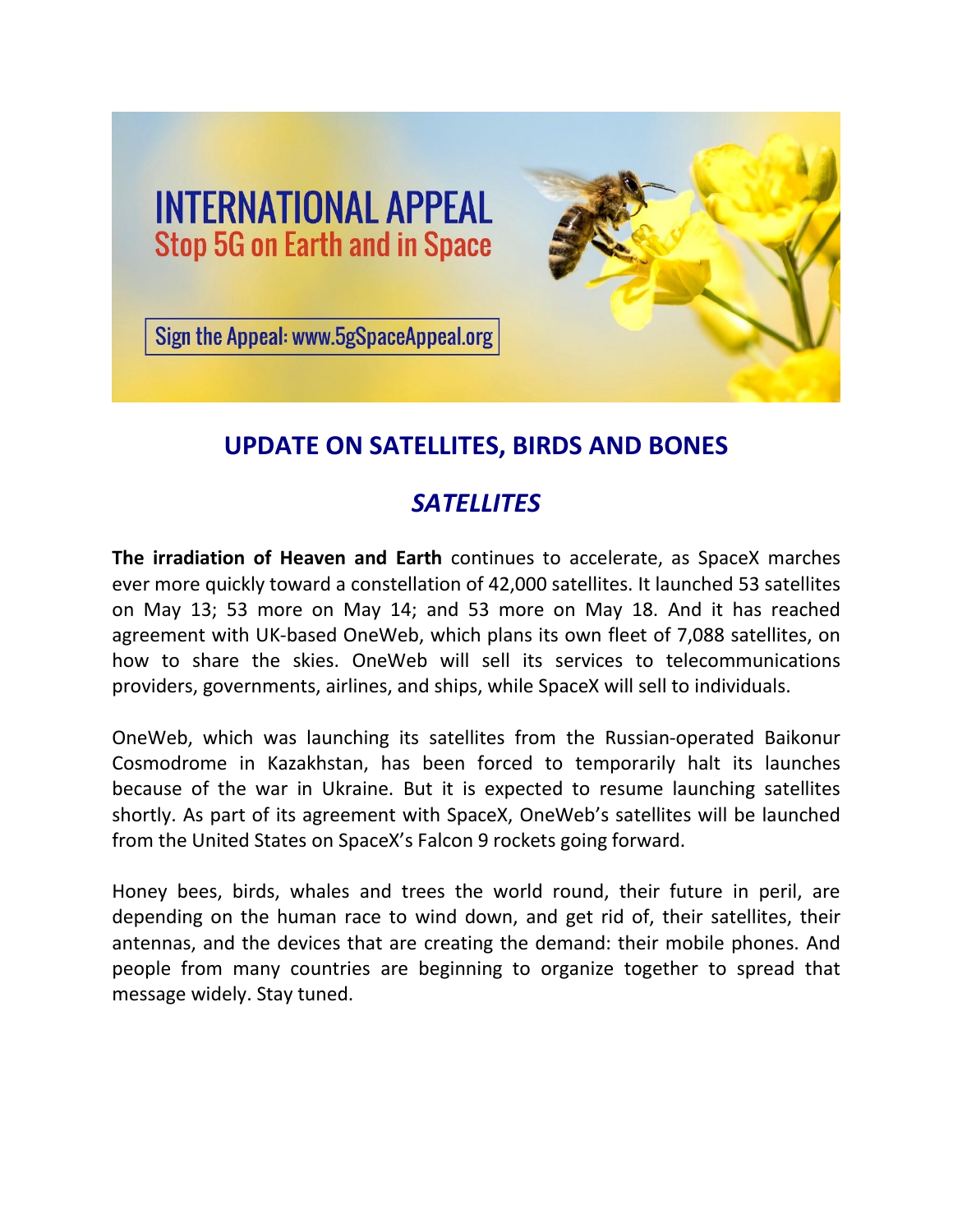# INTERNATIONAL APPEAL
## Stop 5G on Earth and in Space

Sign the Appeal: www.5gSpaceAppeal.org

## UPDATE ON SATELLITES, BIRDS AND BONES

### *SATELLITES*

**The irradiation of Heaven and Earth** continues to accelerate, as SpaceX marches ever more quickly toward a constellation of 42,000 satellites. It launched 53 satellites on May 13; 53 more on May 14; and 53 more on May 18. And it has reached agreement with UK-based OneWeb, which plans its own fleet of 7,088 satellites, on how to share the skies. OneWeb will sell its services to telecommunications providers, governments, airlines, and ships, while SpaceX will sell to individuals.

OneWeb, which was launching its satellites from the Russian-operated Baikonur Cosmodrome in Kazakhstan, has been forced to temporarily halt its launches because of the war in Ukraine. But it is expected to resume launching satellites shortly. As part of its agreement with SpaceX, OneWeb's satellites will be launched from the United States on SpaceX's Falcon 9 rockets going forward.

Honey bees, birds, whales and trees the world round, their future in peril, are depending on the human race to wind down, and get rid of, their satellites, their antennas, and the devices that are creating the demand: their mobile phones. And people from many countries are beginning to organize together to spread that message widely. Stay tuned.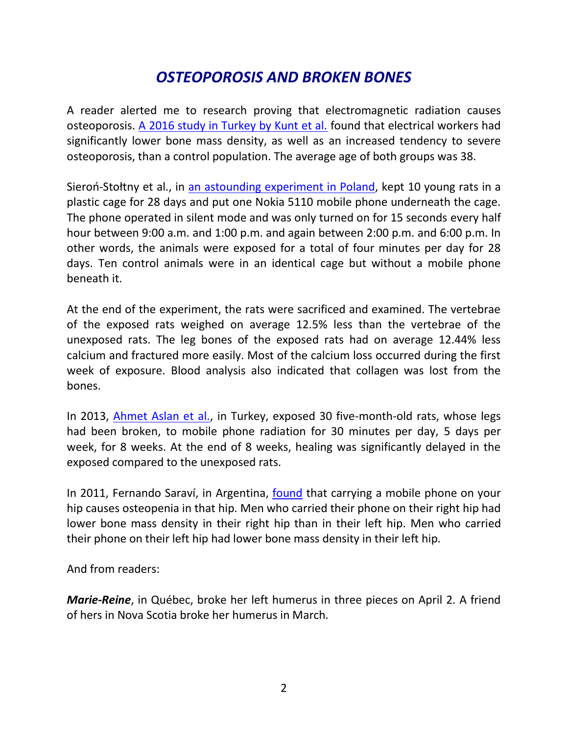# *OSTEOPOROSIS AND BROKEN BONES*

A reader alerted me to research proving that electromagnetic radiation causes osteoporosis. A 2016 study in Turkey by Kunt et al. found that electrical workers had significantly lower bone mass density, as well as an increased tendency to severe osteoporosis, than a control population. The average age of both groups was 38.

Sieroń-Stołtny et al., in an astounding experiment in Poland, kept 10 young rats in a plastic cage for 28 days and put one Nokia 5110 mobile phone underneath the cage. The phone operated in silent mode and was only turned on for 15 seconds every half hour between 9:00 a.m. and 1:00 p.m. and again between 2:00 p.m. and 6:00 p.m. In other words, the animals were exposed for a total of four minutes per day for 28 days. Ten control animals were in an identical cage but without a mobile phone beneath it.

At the end of the experiment, the rats were sacrificed and examined. The vertebrae of the exposed rats weighed on average 12.5% less than the vertebrae of the unexposed rats. The leg bones of the exposed rats had on average 12.44% less calcium and fractured more easily. Most of the calcium loss occurred during the first week of exposure. Blood analysis also indicated that collagen was lost from the bones.

In 2013, Ahmet Aslan et al., in Turkey, exposed 30 five-month-old rats, whose legs had been broken, to mobile phone radiation for 30 minutes per day, 5 days per week, for 8 weeks. At the end of 8 weeks, healing was significantly delayed in the exposed compared to the unexposed rats.

In 2011, Fernando Saraví, in Argentina, found that carrying a mobile phone on your hip causes osteopenia in that hip. Men who carried their phone on their right hip had lower bone mass density in their right hip than in their left hip. Men who carried their phone on their left hip had lower bone mass density in their left hip.

And from readers:

***Marie-Reine***, in Québec, broke her left humerus in three pieces on April 2. A friend of hers in Nova Scotia broke her humerus in March.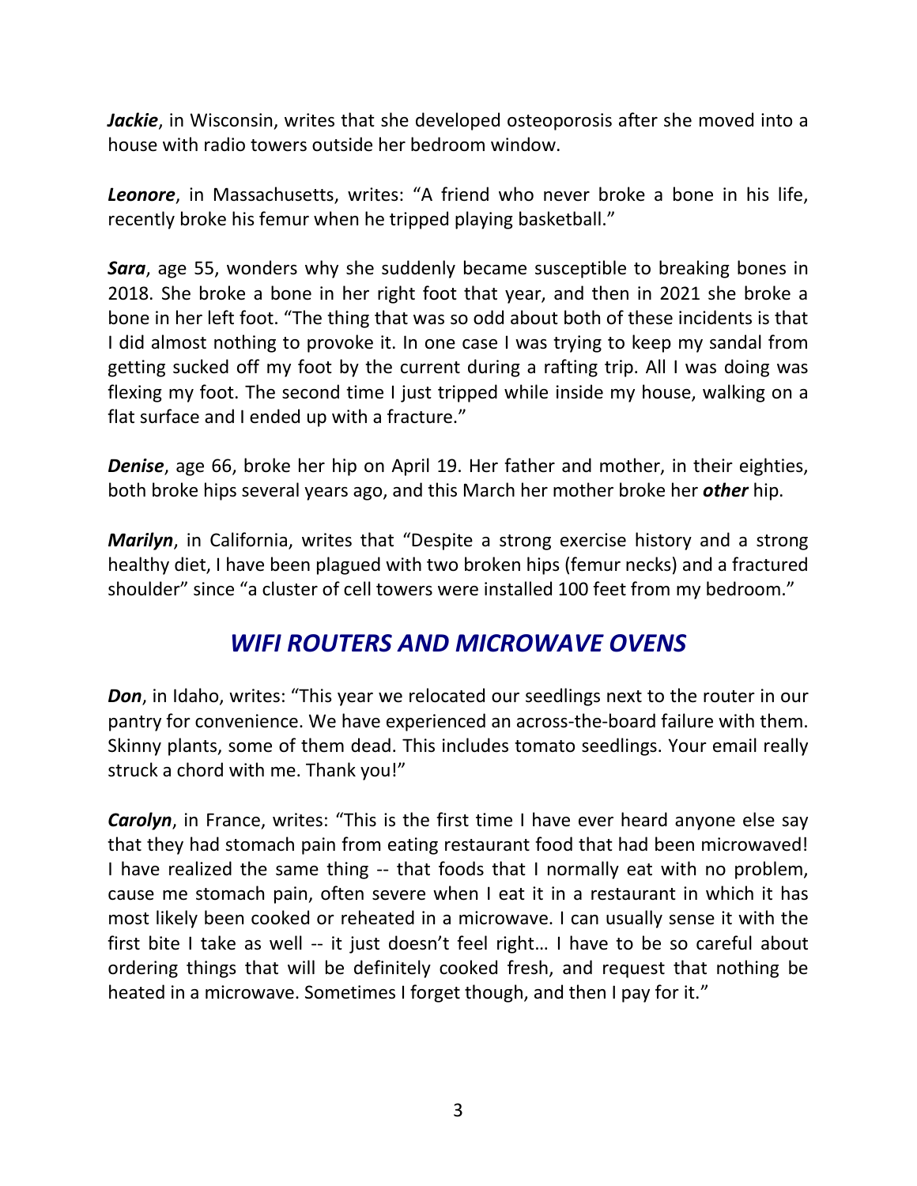***Jackie***, in Wisconsin, writes that she developed osteoporosis after she moved into a house with radio towers outside her bedroom window.

***Leonore***, in Massachusetts, writes: "A friend who never broke a bone in his life, recently broke his femur when he tripped playing basketball."

***Sara***, age 55, wonders why she suddenly became susceptible to breaking bones in 2018. She broke a bone in her right foot that year, and then in 2021 she broke a bone in her left foot. "The thing that was so odd about both of these incidents is that I did almost nothing to provoke it. In one case I was trying to keep my sandal from getting sucked off my foot by the current during a rafting trip. All I was doing was flexing my foot. The second time I just tripped while inside my house, walking on a flat surface and I ended up with a fracture."

***Denise***, age 66, broke her hip on April 19. Her father and mother, in their eighties, both broke hips several years ago, and this March her mother broke her ***other*** hip.

***Marilyn***, in California, writes that "Despite a strong exercise history and a strong healthy diet, I have been plagued with two broken hips (femur necks) and a fractured shoulder" since "a cluster of cell towers were installed 100 feet from my bedroom."

## *WIFI ROUTERS AND MICROWAVE OVENS*

***Don***, in Idaho, writes: "This year we relocated our seedlings next to the router in our pantry for convenience. We have experienced an across-the-board failure with them. Skinny plants, some of them dead. This includes tomato seedlings. Your email really struck a chord with me. Thank you!"

***Carolyn***, in France, writes: "This is the first time I have ever heard anyone else say that they had stomach pain from eating restaurant food that had been microwaved! I have realized the same thing -- that foods that I normally eat with no problem, cause me stomach pain, often severe when I eat it in a restaurant in which it has most likely been cooked or reheated in a microwave. I can usually sense it with the first bite I take as well -- it just doesn't feel right… I have to be so careful about ordering things that will be definitely cooked fresh, and request that nothing be heated in a microwave. Sometimes I forget though, and then I pay for it."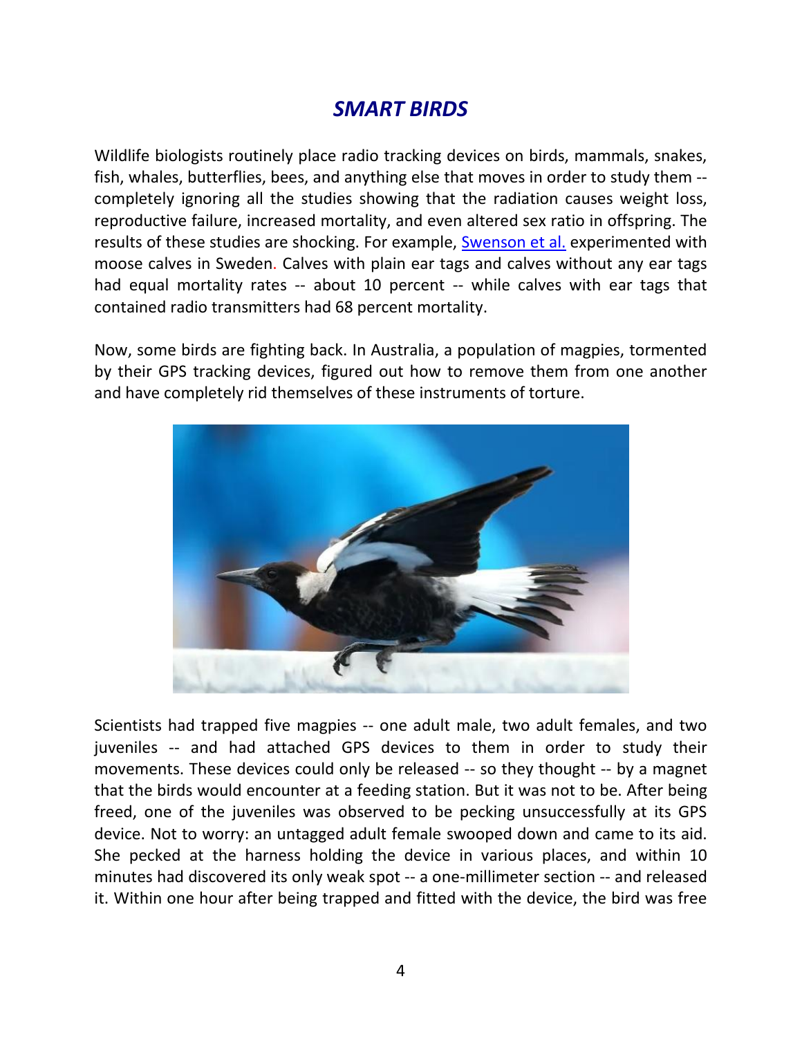## *SMART BIRDS*

Wildlife biologists routinely place radio tracking devices on birds, mammals, snakes, fish, whales, butterflies, bees, and anything else that moves in order to study them -- completely ignoring all the studies showing that the radiation causes weight loss, reproductive failure, increased mortality, and even altered sex ratio in offspring. The results of these studies are shocking. For example, Swenson et al. experimented with moose calves in Sweden. Calves with plain ear tags and calves without any ear tags had equal mortality rates -- about 10 percent -- while calves with ear tags that contained radio transmitters had 68 percent mortality.

Now, some birds are fighting back. In Australia, a population of magpies, tormented by their GPS tracking devices, figured out how to remove them from one another and have completely rid themselves of these instruments of torture.

Scientists had trapped five magpies -- one adult male, two adult females, and two juveniles -- and had attached GPS devices to them in order to study their movements. These devices could only be released -- so they thought -- by a magnet that the birds would encounter at a feeding station. But it was not to be. After being freed, one of the juveniles was observed to be pecking unsuccessfully at its GPS device. Not to worry: an untagged adult female swooped down and came to its aid. She pecked at the harness holding the device in various places, and within 10 minutes had discovered its only weak spot -- a one-millimeter section -- and released it. Within one hour after being trapped and fitted with the device, the bird was free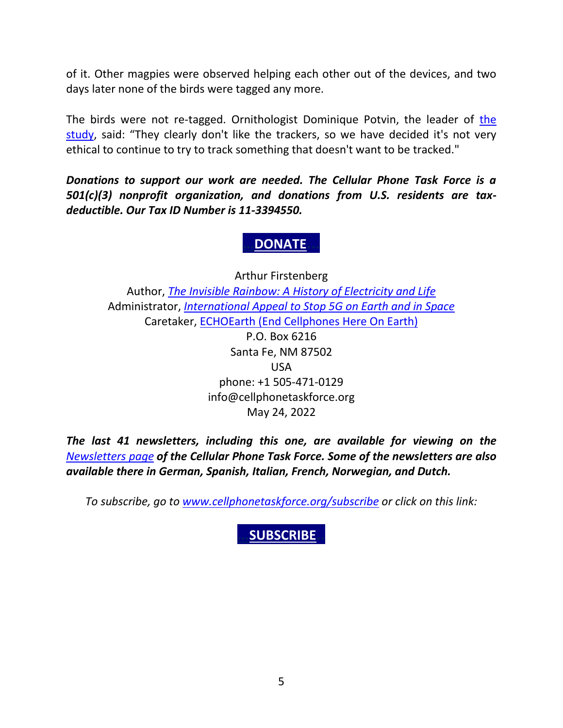of it. Other magpies were observed helping each other out of the devices, and two days later none of the birds were tagged any more.

The birds were not re-tagged. Ornithologist Dominique Potvin, the leader of the study, said: “They clearly don't like the trackers, so we have decided it's not very ethical to continue to try to track something that doesn't want to be tracked."

***Donations to support our work are needed. The Cellular Phone Task Force is a 501(c)(3) nonprofit organization, and donations from U.S. residents are tax-deductible. Our Tax ID Number is 11-3394550.***

**DONATE**

Arthur Firstenberg
Author, *The Invisible Rainbow: A History of Electricity and Life*
Administrator, *International Appeal to Stop 5G on Earth and in Space*
Caretaker, ECHOEarth (End Cellphones Here On Earth)
P.O. Box 6216
Santa Fe, NM 87502
USA
phone: +1 505-471-0129
info@cellphonetaskforce.org
May 24, 2022

***The last 41 newsletters, including this one, are available for viewing on the*** *Newsletters page* ***of the Cellular Phone Task Force. Some of the newsletters are also available there in German, Spanish, Italian, French, Norwegian, and Dutch.***

*To subscribe, go to www.cellphonetaskforce.org/subscribe or click on this link:*

**SUBSCRIBE**